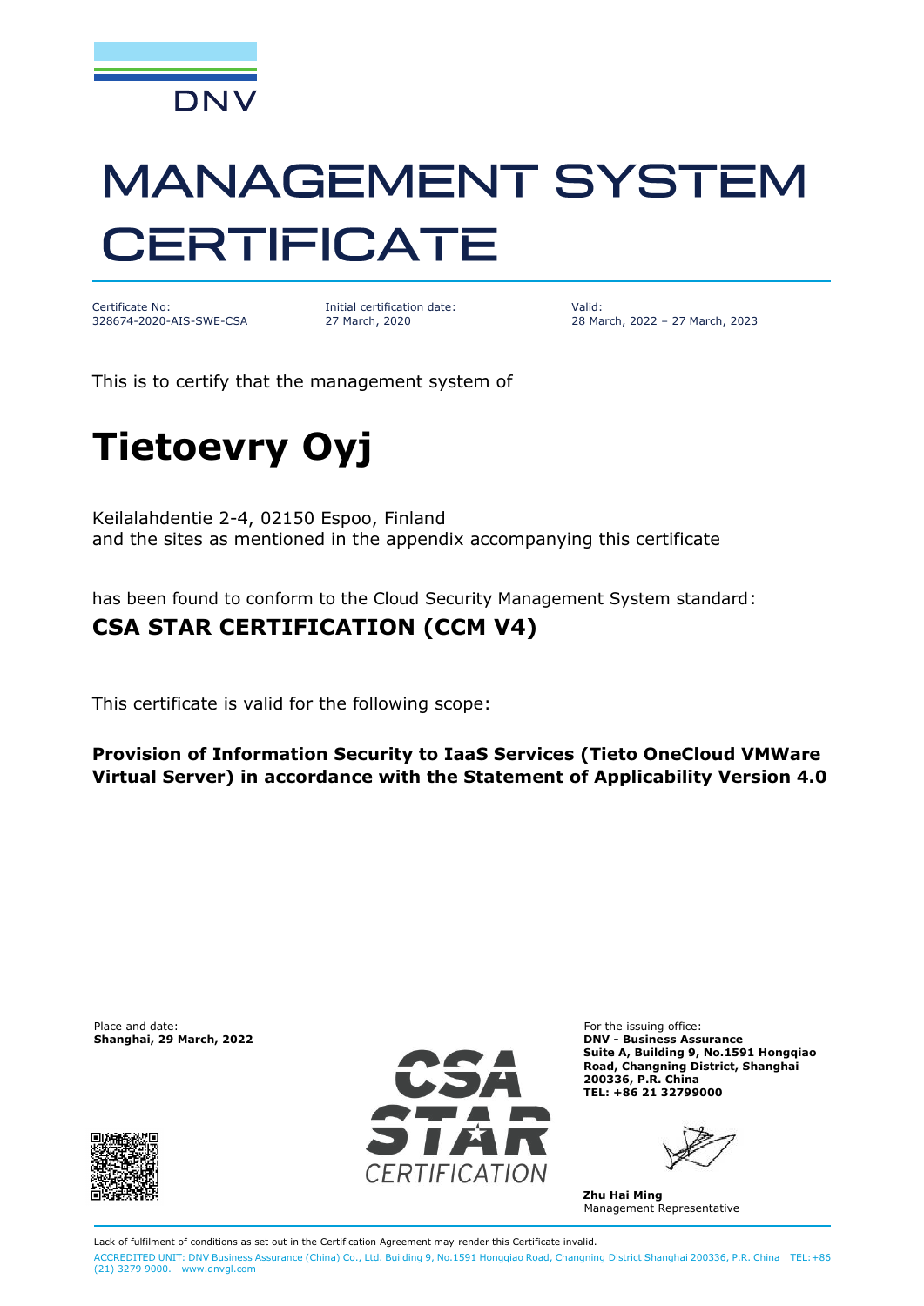DNV

# MANAGEMENT SYSTEM CERTIFICATE

Certificate No:
328674-2020-AIS-SWE-CSA

Initial certification date:
27 March, 2020

Valid:
28 March, 2022 – 27 March, 2023

This is to certify that the management system of

# Tietoevry Oyj

Keilalahdentie 2-4, 02150 Espoo, Finland
and the sites as mentioned in the appendix accompanying this certificate

has been found to conform to the Cloud Security Management System standard:

## CSA STAR CERTIFICATION (CCM V4)

This certificate is valid for the following scope:

**Provision of Information Security to IaaS Services (Tieto OneCloud VMWare Virtual Server) in accordance with the Statement of Applicability Version 4.0**

Place and date:
**Shanghai, 29 March, 2022**

CSA STAR CERTIFICATION

For the issuing office:
**DNV - Business Assurance**
**Suite A, Building 9, No.1591 Hongqiao Road, Changning District, Shanghai 200336, P.R. China**
**TEL: +86 21 32799000**

**Zhu Hai Ming**
Management Representative

Lack of fulfilment of conditions as set out in the Certification Agreement may render this Certificate invalid.
ACCREDITED UNIT: DNV Business Assurance (China) Co., Ltd. Building 9, No.1591 Hongqiao Road, Changning District Shanghai 200336, P.R. China TEL:+86 (21) 3279 9000. www.dnvgl.com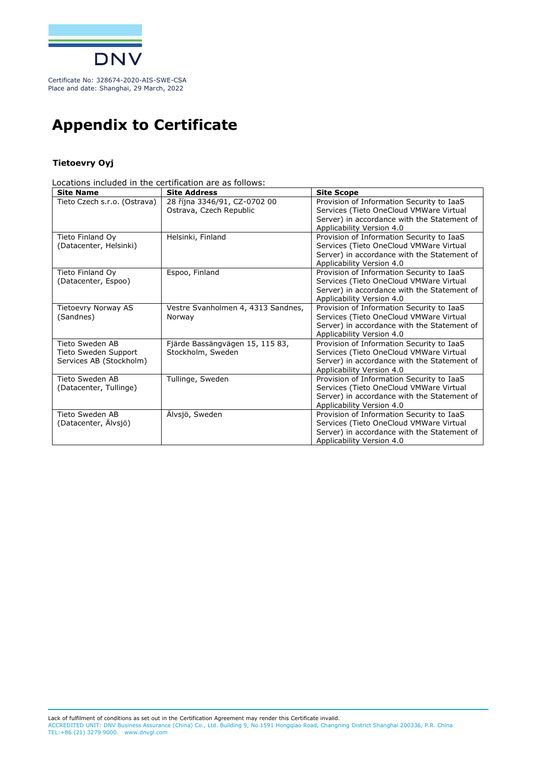DNV

Certificate No: 328674-2020-AIS-SWE-CSA
Place and date: Shanghai, 29 March, 2022

# Appendix to Certificate

**Tietoevry Oyj**

Locations included in the certification are as follows:

| Site Name | Site Address | Site Scope |
|---|---|---|
| Tieto Czech s.r.o. (Ostrava) | 28 října 3346/91, CZ-0702 00 Ostrava, Czech Republic | Provision of Information Security to IaaS Services (Tieto OneCloud VMWare Virtual Server) in accordance with the Statement of Applicability Version 4.0 |
| Tieto Finland Oy (Datacenter, Helsinki) | Helsinki, Finland | Provision of Information Security to IaaS Services (Tieto OneCloud VMWare Virtual Server) in accordance with the Statement of Applicability Version 4.0 |
| Tieto Finland Oy (Datacenter, Espoo) | Espoo, Finland | Provision of Information Security to IaaS Services (Tieto OneCloud VMWare Virtual Server) in accordance with the Statement of Applicability Version 4.0 |
| Tietoevry Norway AS (Sandnes) | Vestre Svanholmen 4, 4313 Sandnes, Norway | Provision of Information Security to IaaS Services (Tieto OneCloud VMWare Virtual Server) in accordance with the Statement of Applicability Version 4.0 |
| Tieto Sweden AB Tieto Sweden Support Services AB (Stockholm) | Fjärde Bassängvägen 15, 115 83, Stockholm, Sweden | Provision of Information Security to IaaS Services (Tieto OneCloud VMWare Virtual Server) in accordance with the Statement of Applicability Version 4.0 |
| Tieto Sweden AB (Datacenter, Tullinge) | Tullinge, Sweden | Provision of Information Security to IaaS Services (Tieto OneCloud VMWare Virtual Server) in accordance with the Statement of Applicability Version 4.0 |
| Tieto Sweden AB (Datacenter, Älvsjö) | Älvsjö, Sweden | Provision of Information Security to IaaS Services (Tieto OneCloud VMWare Virtual Server) in accordance with the Statement of Applicability Version 4.0 |

Lack of fulfilment of conditions as set out in the Certification Agreement may render this Certificate invalid.
ACCREDITED UNIT: DNV Business Assurance (China) Co., Ltd. Building 9, No.1591 Hongqiao Road, Changning District Shanghai 200336, P.R. China
TEL:+86 (21) 3279 9000. www.dnvgl.com